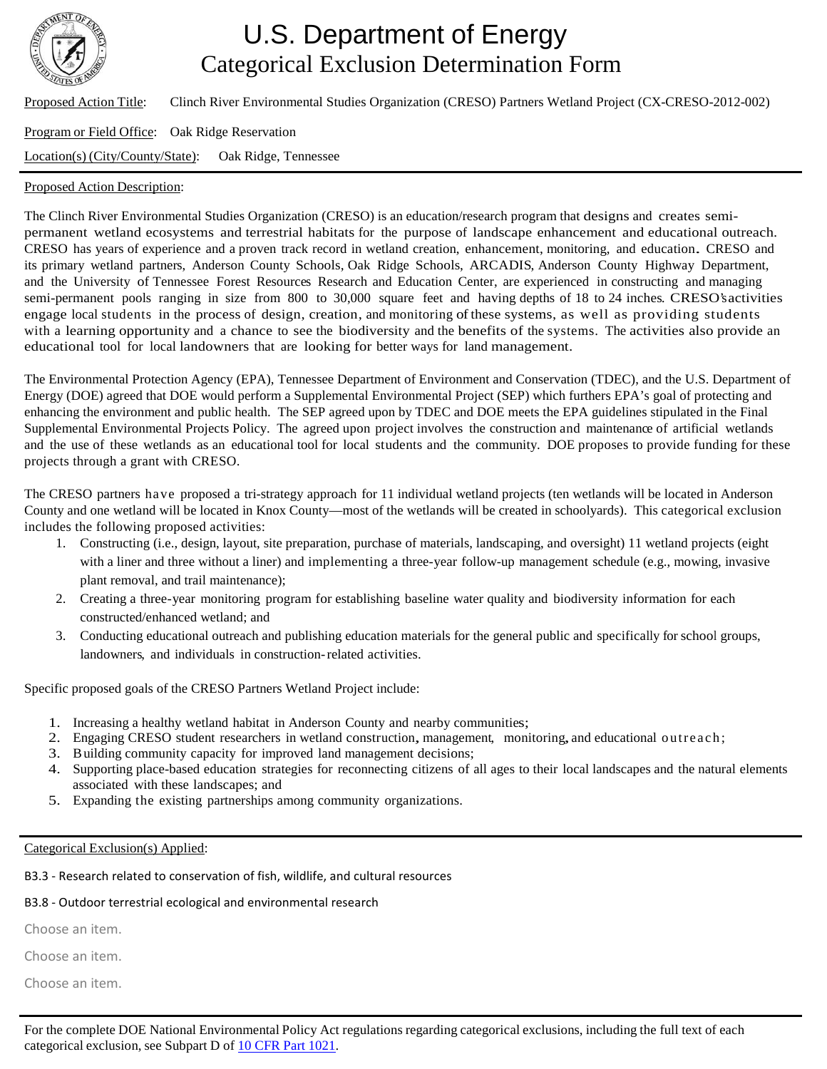# U.S. Department of Energy
## Categorical Exclusion Determination Form

Proposed Action Title: Clinch River Environmental Studies Organization (CRESO) Partners Wetland Project (CX-CRESO-2012-002)

Program or Field Office: Oak Ridge Reservation

Location(s) (City/County/State): Oak Ridge, Tennessee

Proposed Action Description:

The Clinch River Environmental Studies Organization (CRESO) is an education/research program that designs and creates semi-permanent wetland ecosystems and terrestrial habitats for the purpose of landscape enhancement and educational outreach. CRESO has years of experience and a proven track record in wetland creation, enhancement, monitoring, and education. CRESO and its primary wetland partners, Anderson County Schools, Oak Ridge Schools, ARCADIS, Anderson County Highway Department, and the University of Tennessee Forest Resources Research and Education Center, are experienced in constructing and managing semi-permanent pools ranging in size from 800 to 30,000 square feet and having depths of 18 to 24 inches. CRESO's activities engage local students in the process of design, creation, and monitoring of these systems, as well as providing students with a learning opportunity and a chance to see the biodiversity and the benefits of the systems. The activities also provide an educational tool for local landowners that are looking for better ways for land management.

The Environmental Protection Agency (EPA), Tennessee Department of Environment and Conservation (TDEC), and the U.S. Department of Energy (DOE) agreed that DOE would perform a Supplemental Environmental Project (SEP) which furthers EPA's goal of protecting and enhancing the environment and public health. The SEP agreed upon by TDEC and DOE meets the EPA guidelines stipulated in the Final Supplemental Environmental Projects Policy. The agreed upon project involves the construction and maintenance of artificial wetlands and the use of these wetlands as an educational tool for local students and the community. DOE proposes to provide funding for these projects through a grant with CRESO.

The CRESO partners have proposed a tri-strategy approach for 11 individual wetland projects (ten wetlands will be located in Anderson County and one wetland will be located in Knox County—most of the wetlands will be created in schoolyards). This categorical exclusion includes the following proposed activities:

1. Constructing (i.e., design, layout, site preparation, purchase of materials, landscaping, and oversight) 11 wetland projects (eight with a liner and three without a liner) and implementing a three-year follow-up management schedule (e.g., mowing, invasive plant removal, and trail maintenance);
2. Creating a three-year monitoring program for establishing baseline water quality and biodiversity information for each constructed/enhanced wetland; and
3. Conducting educational outreach and publishing education materials for the general public and specifically for school groups, landowners, and individuals in construction-related activities.

Specific proposed goals of the CRESO Partners Wetland Project include:

1. Increasing a healthy wetland habitat in Anderson County and nearby communities;
2. Engaging CRESO student researchers in wetland construction, management, monitoring, and educational outreach;
3. Building community capacity for improved land management decisions;
4. Supporting place-based education strategies for reconnecting citizens of all ages to their local landscapes and the natural elements associated with these landscapes; and
5. Expanding the existing partnerships among community organizations.

Categorical Exclusion(s) Applied:

B3.3 - Research related to conservation of fish, wildlife, and cultural resources

B3.8 - Outdoor terrestrial ecological and environmental research

Choose an item.

Choose an item.

Choose an item.

For the complete DOE National Environmental Policy Act regulations regarding categorical exclusions, including the full text of each categorical exclusion, see Subpart D of 10 CFR Part 1021.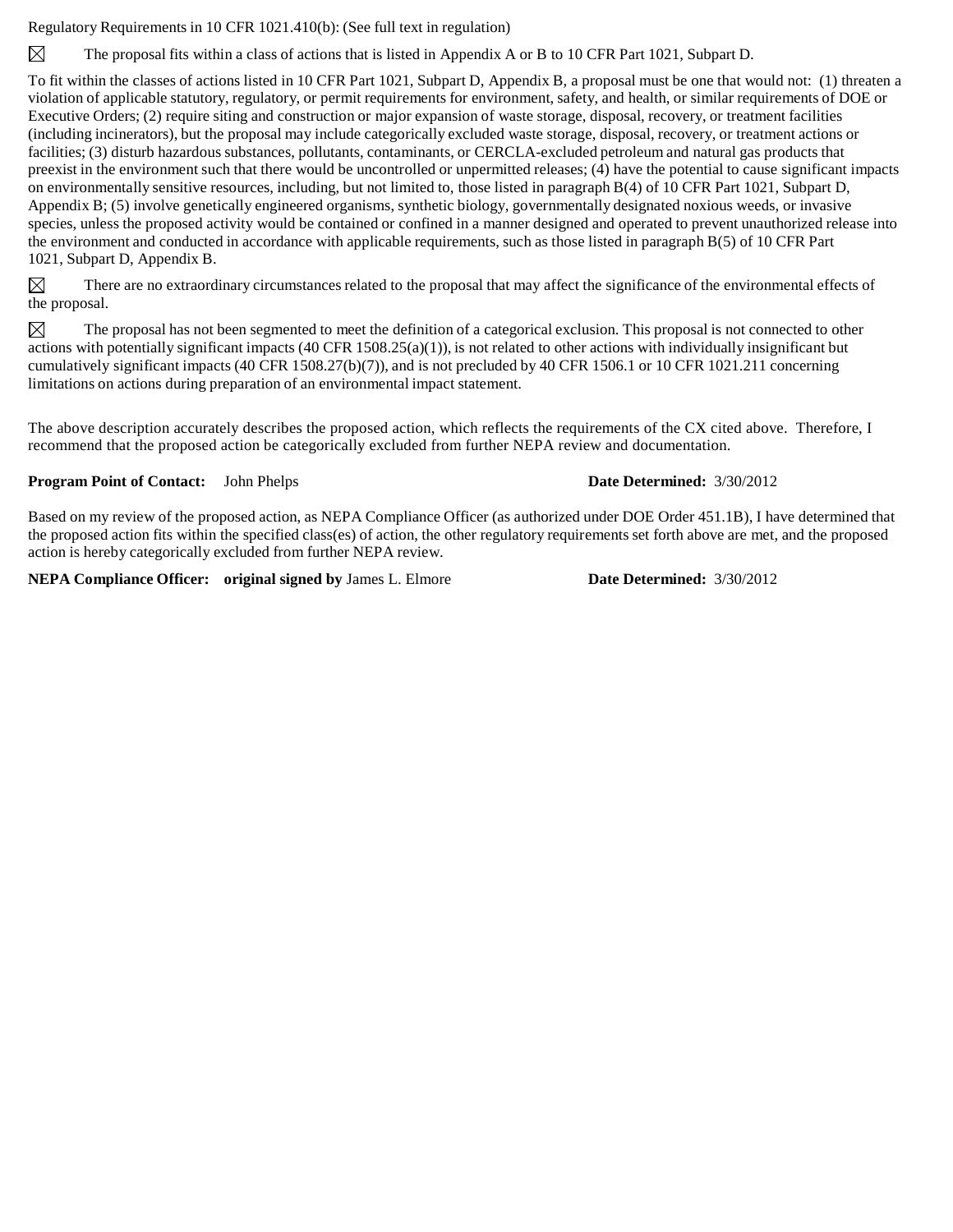Regulatory Requirements in 10 CFR 1021.410(b): (See full text in regulation)

☒ The proposal fits within a class of actions that is listed in Appendix A or B to 10 CFR Part 1021, Subpart D.

To fit within the classes of actions listed in 10 CFR Part 1021, Subpart D, Appendix B, a proposal must be one that would not: (1) threaten a violation of applicable statutory, regulatory, or permit requirements for environment, safety, and health, or similar requirements of DOE or Executive Orders; (2) require siting and construction or major expansion of waste storage, disposal, recovery, or treatment facilities (including incinerators), but the proposal may include categorically excluded waste storage, disposal, recovery, or treatment actions or facilities; (3) disturb hazardous substances, pollutants, contaminants, or CERCLA-excluded petroleum and natural gas products that preexist in the environment such that there would be uncontrolled or unpermitted releases; (4) have the potential to cause significant impacts on environmentally sensitive resources, including, but not limited to, those listed in paragraph B(4) of 10 CFR Part 1021, Subpart D, Appendix B; (5) involve genetically engineered organisms, synthetic biology, governmentally designated noxious weeds, or invasive species, unless the proposed activity would be contained or confined in a manner designed and operated to prevent unauthorized release into the environment and conducted in accordance with applicable requirements, such as those listed in paragraph B(5) of 10 CFR Part 1021, Subpart D, Appendix B.

☒ There are no extraordinary circumstances related to the proposal that may affect the significance of the environmental effects of the proposal.

☒ The proposal has not been segmented to meet the definition of a categorical exclusion. This proposal is not connected to other actions with potentially significant impacts (40 CFR 1508.25(a)(1)), is not related to other actions with individually insignificant but cumulatively significant impacts (40 CFR 1508.27(b)(7)), and is not precluded by 40 CFR 1506.1 or 10 CFR 1021.211 concerning limitations on actions during preparation of an environmental impact statement.

The above description accurately describes the proposed action, which reflects the requirements of the CX cited above. Therefore, I recommend that the proposed action be categorically excluded from further NEPA review and documentation.

**Program Point of Contact:** John Phelps **Date Determined:** 3/30/2012

Based on my review of the proposed action, as NEPA Compliance Officer (as authorized under DOE Order 451.1B), I have determined that the proposed action fits within the specified class(es) of action, the other regulatory requirements set forth above are met, and the proposed action is hereby categorically excluded from further NEPA review.

**NEPA Compliance Officer: original signed by** James L. Elmore **Date Determined:** 3/30/2012